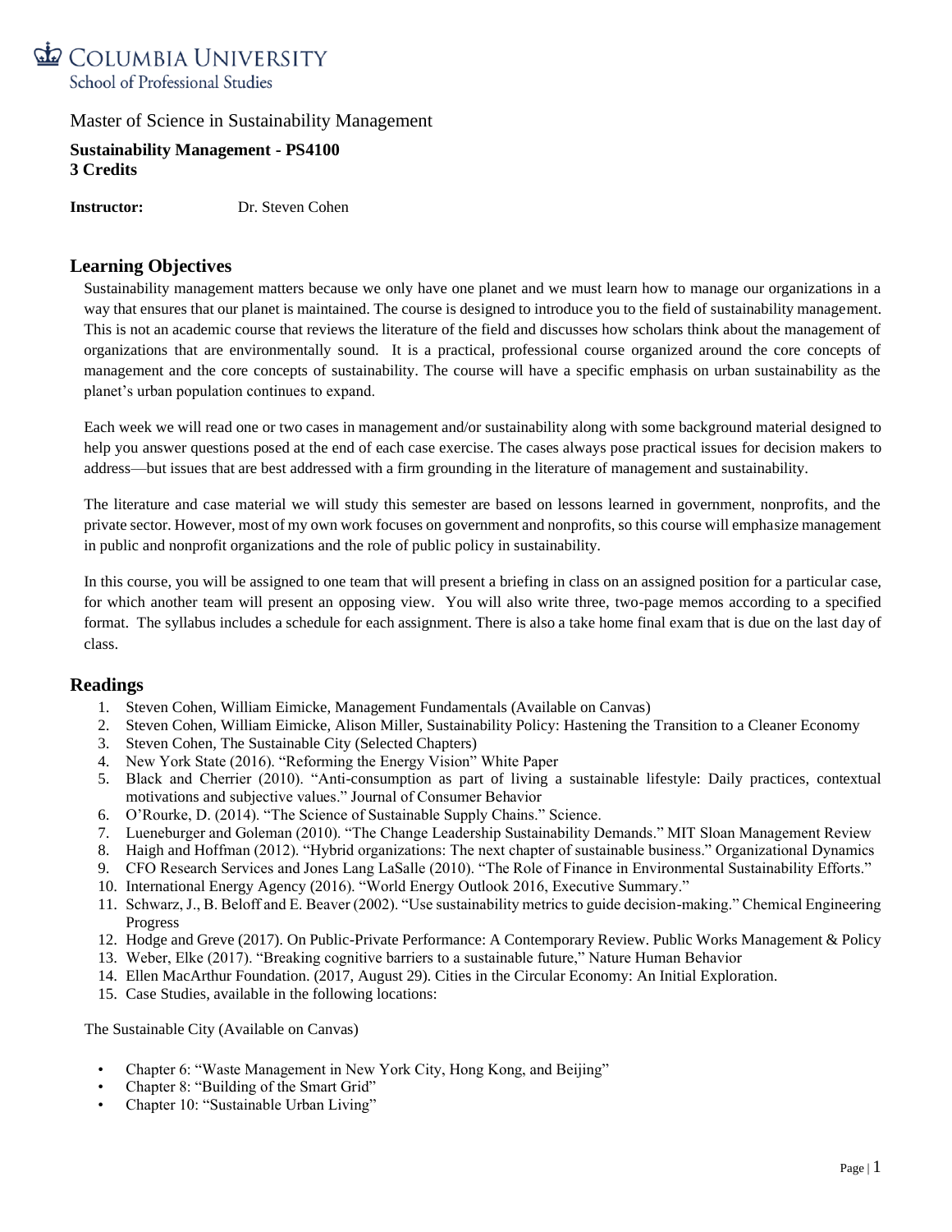Columbia University
School of Professional Studies

Master of Science in Sustainability Management

**Sustainability Management - PS4100**
**3 Credits**

**Instructor:** Dr. Steven Cohen

## Learning Objectives

Sustainability management matters because we only have one planet and we must learn how to manage our organizations in a way that ensures that our planet is maintained. The course is designed to introduce you to the field of sustainability management. This is not an academic course that reviews the literature of the field and discusses how scholars think about the management of organizations that are environmentally sound. It is a practical, professional course organized around the core concepts of management and the core concepts of sustainability. The course will have a specific emphasis on urban sustainability as the planet's urban population continues to expand.

Each week we will read one or two cases in management and/or sustainability along with some background material designed to help you answer questions posed at the end of each case exercise. The cases always pose practical issues for decision makers to address—but issues that are best addressed with a firm grounding in the literature of management and sustainability.

The literature and case material we will study this semester are based on lessons learned in government, nonprofits, and the private sector. However, most of my own work focuses on government and nonprofits, so this course will emphasize management in public and nonprofit organizations and the role of public policy in sustainability.

In this course, you will be assigned to one team that will present a briefing in class on an assigned position for a particular case, for which another team will present an opposing view. You will also write three, two-page memos according to a specified format. The syllabus includes a schedule for each assignment. There is also a take home final exam that is due on the last day of class.

## Readings

1. Steven Cohen, William Eimicke, Management Fundamentals (Available on Canvas)
2. Steven Cohen, William Eimicke, Alison Miller, Sustainability Policy: Hastening the Transition to a Cleaner Economy
3. Steven Cohen, The Sustainable City (Selected Chapters)
4. New York State (2016). "Reforming the Energy Vision" White Paper
5. Black and Cherrier (2010). "Anti-consumption as part of living a sustainable lifestyle: Daily practices, contextual motivations and subjective values." Journal of Consumer Behavior
6. O'Rourke, D. (2014). "The Science of Sustainable Supply Chains." Science.
7. Lueneburger and Goleman (2010). "The Change Leadership Sustainability Demands." MIT Sloan Management Review
8. Haigh and Hoffman (2012). "Hybrid organizations: The next chapter of sustainable business." Organizational Dynamics
9. CFO Research Services and Jones Lang LaSalle (2010). "The Role of Finance in Environmental Sustainability Efforts."
10. International Energy Agency (2016). "World Energy Outlook 2016, Executive Summary."
11. Schwarz, J., B. Beloff and E. Beaver (2002). "Use sustainability metrics to guide decision-making." Chemical Engineering Progress
12. Hodge and Greve (2017). On Public-Private Performance: A Contemporary Review. Public Works Management & Policy
13. Weber, Elke (2017). "Breaking cognitive barriers to a sustainable future," Nature Human Behavior
14. Ellen MacArthur Foundation. (2017, August 29). Cities in the Circular Economy: An Initial Exploration.
15. Case Studies, available in the following locations:

The Sustainable City (Available on Canvas)

- Chapter 6: "Waste Management in New York City, Hong Kong, and Beijing"
- Chapter 8: "Building of the Smart Grid"
- Chapter 10: "Sustainable Urban Living"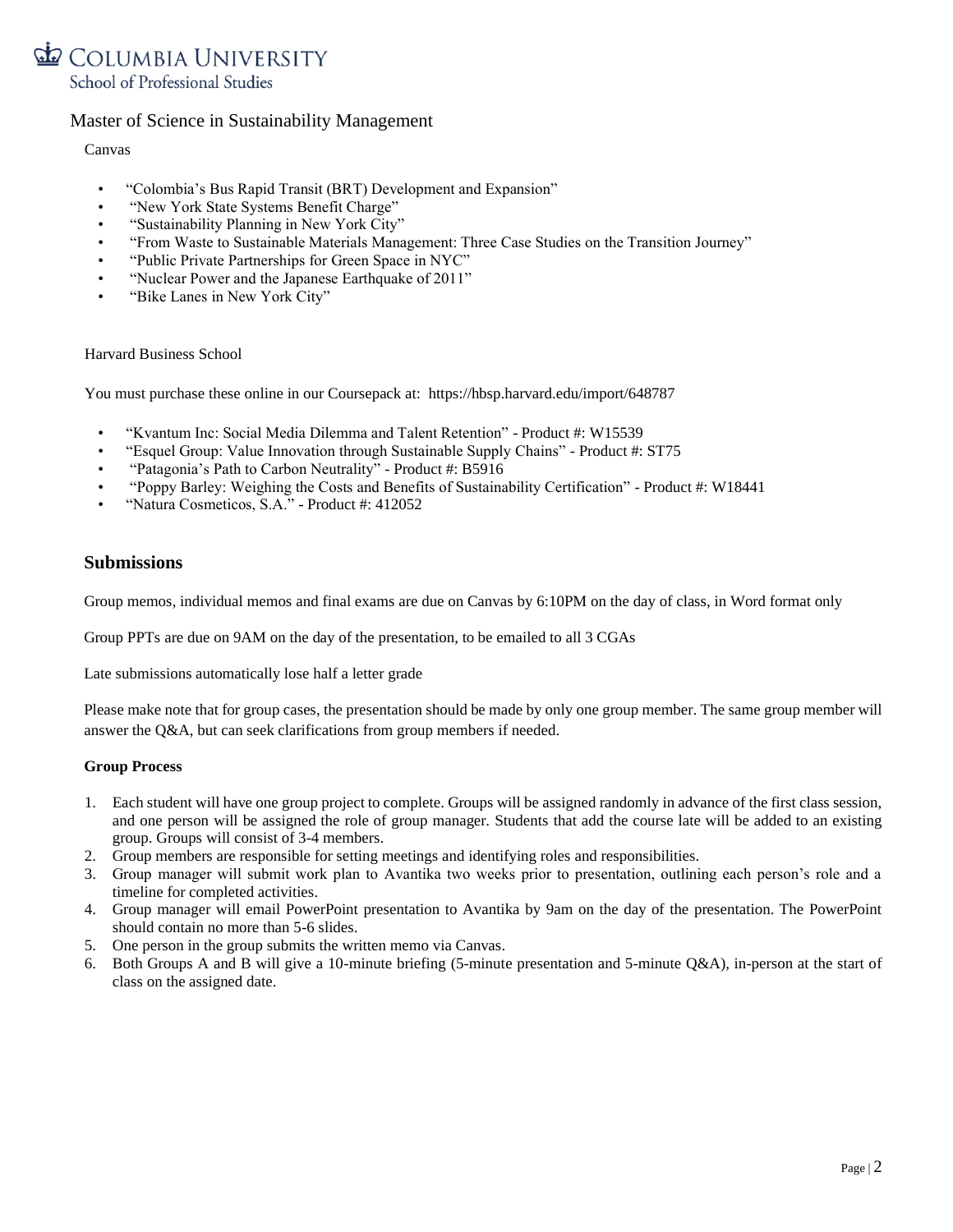Canvas

- "Colombia's Bus Rapid Transit (BRT) Development and Expansion"
- "New York State Systems Benefit Charge"
- "Sustainability Planning in New York City"
- "From Waste to Sustainable Materials Management: Three Case Studies on the Transition Journey"
- "Public Private Partnerships for Green Space in NYC"
- "Nuclear Power and the Japanese Earthquake of 2011"
- "Bike Lanes in New York City"

Harvard Business School

You must purchase these online in our Coursepack at: https://hbsp.harvard.edu/import/648787

- "Kvantum Inc: Social Media Dilemma and Talent Retention" - Product #: W15539
- "Esquel Group: Value Innovation through Sustainable Supply Chains" - Product #: ST75
- "Patagonia's Path to Carbon Neutrality" - Product #: B5916
- "Poppy Barley: Weighing the Costs and Benefits of Sustainability Certification" - Product #: W18441
- "Natura Cosmeticos, S.A." - Product #: 412052

## Submissions

Group memos, individual memos and final exams are due on Canvas by 6:10PM on the day of class, in Word format only

Group PPTs are due on 9AM on the day of the presentation, to be emailed to all 3 CGAs

Late submissions automatically lose half a letter grade

Please make note that for group cases, the presentation should be made by only one group member. The same group member will answer the Q&A, but can seek clarifications from group members if needed.

**Group Process**

1. Each student will have one group project to complete. Groups will be assigned randomly in advance of the first class session, and one person will be assigned the role of group manager. Students that add the course late will be added to an existing group. Groups will consist of 3-4 members.
2. Group members are responsible for setting meetings and identifying roles and responsibilities.
3. Group manager will submit work plan to Avantika two weeks prior to presentation, outlining each person's role and a timeline for completed activities.
4. Group manager will email PowerPoint presentation to Avantika by 9am on the day of the presentation. The PowerPoint should contain no more than 5-6 slides.
5. One person in the group submits the written memo via Canvas.
6. Both Groups A and B will give a 10-minute briefing (5-minute presentation and 5-minute Q&A), in-person at the start of class on the assigned date.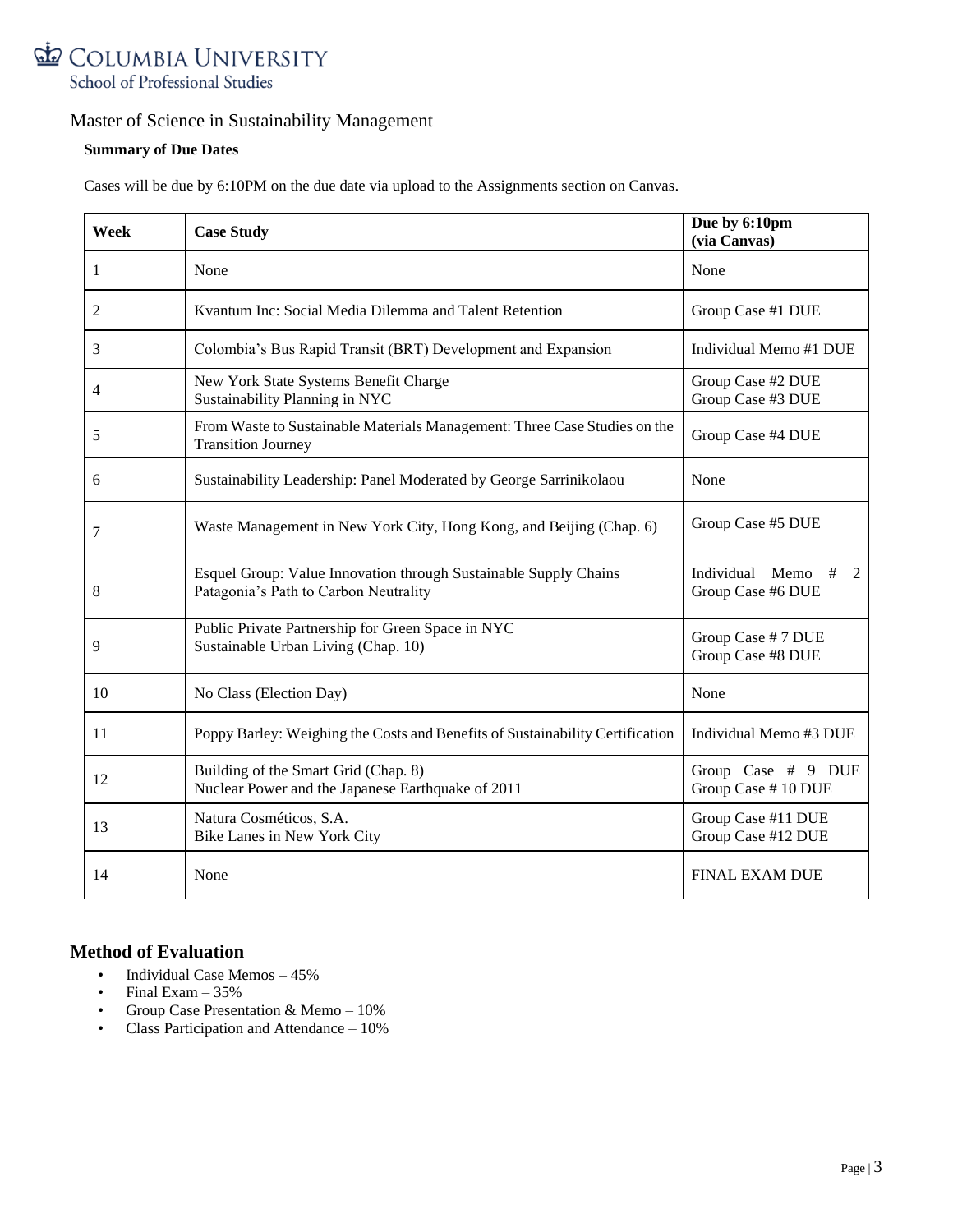Master of Science in Sustainability Management

**Summary of Due Dates**

Cases will be due by 6:10PM on the due date via upload to the Assignments section on Canvas.

| Week | Case Study | Due by 6:10pm (via Canvas) |
|---|---|---|
| 1 | None | None |
| 2 | Kvantum Inc: Social Media Dilemma and Talent Retention | Group Case #1 DUE |
| 3 | Colombia's Bus Rapid Transit (BRT) Development and Expansion | Individual Memo #1 DUE |
| 4 | New York State Systems Benefit Charge<br>Sustainability Planning in NYC | Group Case #2 DUE<br>Group Case #3 DUE |
| 5 | From Waste to Sustainable Materials Management: Three Case Studies on the Transition Journey | Group Case #4 DUE |
| 6 | Sustainability Leadership: Panel Moderated by George Sarrinikolaou | None |
| 7 | Waste Management in New York City, Hong Kong, and Beijing (Chap. 6) | Group Case #5 DUE |
| 8 | Esquel Group: Value Innovation through Sustainable Supply Chains<br>Patagonia's Path to Carbon Neutrality | Individual Memo # 2<br>Group Case #6 DUE |
| 9 | Public Private Partnership for Green Space in NYC<br>Sustainable Urban Living (Chap. 10) | Group Case # 7 DUE<br>Group Case #8 DUE |
| 10 | No Class (Election Day) | None |
| 11 | Poppy Barley: Weighing the Costs and Benefits of Sustainability Certification | Individual Memo #3 DUE |
| 12 | Building of the Smart Grid (Chap. 8)<br>Nuclear Power and the Japanese Earthquake of 2011 | Group Case # 9 DUE<br>Group Case # 10 DUE |
| 13 | Natura Cosméticos, S.A.<br>Bike Lanes in New York City | Group Case #11 DUE<br>Group Case #12 DUE |
| 14 | None | FINAL EXAM DUE |

## Method of Evaluation

- Individual Case Memos – 45%
- Final Exam – 35%
- Group Case Presentation & Memo – 10%
- Class Participation and Attendance – 10%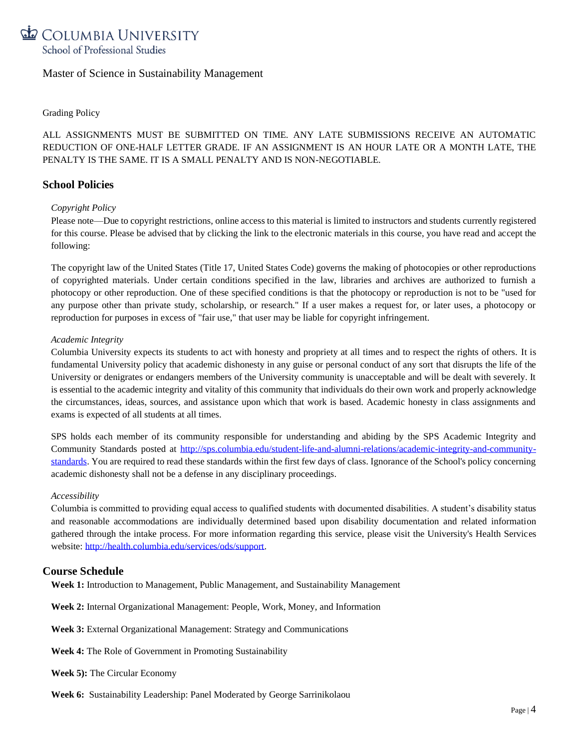Grading Policy

ALL ASSIGNMENTS MUST BE SUBMITTED ON TIME. ANY LATE SUBMISSIONS RECEIVE AN AUTOMATIC REDUCTION OF ONE-HALF LETTER GRADE. IF AN ASSIGNMENT IS AN HOUR LATE OR A MONTH LATE, THE PENALTY IS THE SAME. IT IS A SMALL PENALTY AND IS NON-NEGOTIABLE.

## School Policies

*Copyright Policy*

Please note—Due to copyright restrictions, online access to this material is limited to instructors and students currently registered for this course. Please be advised that by clicking the link to the electronic materials in this course, you have read and accept the following:

The copyright law of the United States (Title 17, United States Code) governs the making of photocopies or other reproductions of copyrighted materials. Under certain conditions specified in the law, libraries and archives are authorized to furnish a photocopy or other reproduction. One of these specified conditions is that the photocopy or reproduction is not to be "used for any purpose other than private study, scholarship, or research." If a user makes a request for, or later uses, a photocopy or reproduction for purposes in excess of "fair use," that user may be liable for copyright infringement.

*Academic Integrity*

Columbia University expects its students to act with honesty and propriety at all times and to respect the rights of others. It is fundamental University policy that academic dishonesty in any guise or personal conduct of any sort that disrupts the life of the University or denigrates or endangers members of the University community is unacceptable and will be dealt with severely. It is essential to the academic integrity and vitality of this community that individuals do their own work and properly acknowledge the circumstances, ideas, sources, and assistance upon which that work is based. Academic honesty in class assignments and exams is expected of all students at all times.

SPS holds each member of its community responsible for understanding and abiding by the SPS Academic Integrity and Community Standards posted at [http://sps.columbia.edu/student-life-and-alumni-relations/academic-integrity-and-community-standards](http://sps.columbia.edu/student-life-and-alumni-relations/academic-integrity-and-community-standards). You are required to read these standards within the first few days of class. Ignorance of the School's policy concerning academic dishonesty shall not be a defense in any disciplinary proceedings.

*Accessibility*

Columbia is committed to providing equal access to qualified students with documented disabilities. A student's disability status and reasonable accommodations are individually determined based upon disability documentation and related information gathered through the intake process. For more information regarding this service, please visit the University's Health Services website: [http://health.columbia.edu/services/ods/support](http://health.columbia.edu/services/ods/support).

## Course Schedule

**Week 1:** Introduction to Management, Public Management, and Sustainability Management

**Week 2:** Internal Organizational Management: People, Work, Money, and Information

**Week 3:** External Organizational Management: Strategy and Communications

**Week 4:** The Role of Government in Promoting Sustainability

**Week 5):** The Circular Economy

**Week 6:** Sustainability Leadership: Panel Moderated by George Sarrinikolaou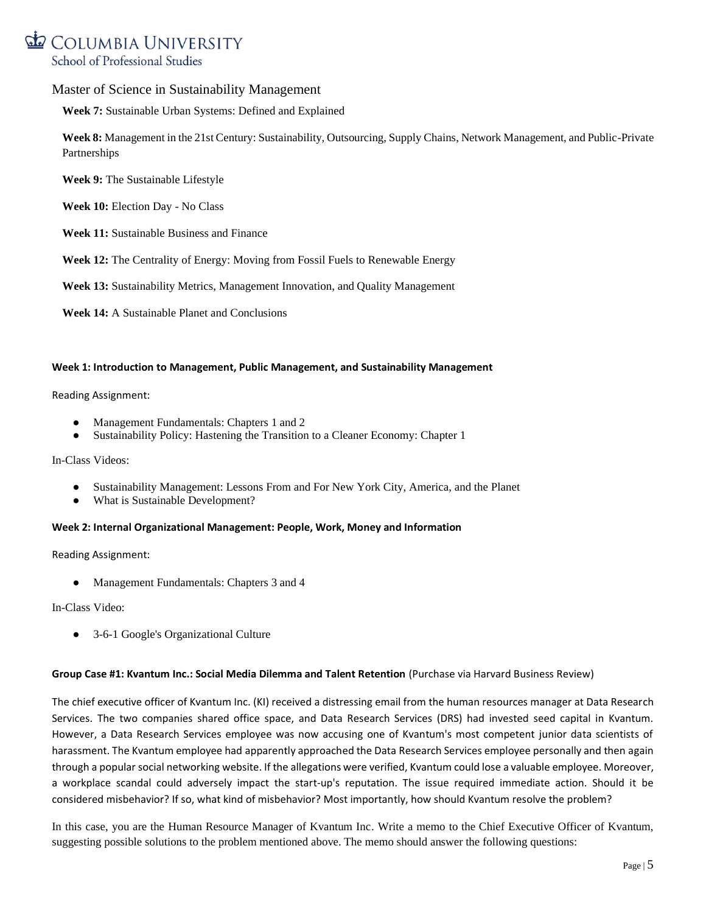Master of Science in Sustainability Management

**Week 7:** Sustainable Urban Systems: Defined and Explained

**Week 8:** Management in the 21st Century: Sustainability, Outsourcing, Supply Chains, Network Management, and Public-Private Partnerships

**Week 9:** The Sustainable Lifestyle

**Week 10:** Election Day - No Class

**Week 11:** Sustainable Business and Finance

**Week 12:** The Centrality of Energy: Moving from Fossil Fuels to Renewable Energy

**Week 13:** Sustainability Metrics, Management Innovation, and Quality Management

**Week 14:** A Sustainable Planet and Conclusions

#### Week 1: Introduction to Management, Public Management, and Sustainability Management

Reading Assignment:

- Management Fundamentals: Chapters 1 and 2
- Sustainability Policy: Hastening the Transition to a Cleaner Economy: Chapter 1

In-Class Videos:

- Sustainability Management: Lessons From and For New York City, America, and the Planet
- What is Sustainable Development?

#### Week 2: Internal Organizational Management: People, Work, Money and Information

Reading Assignment:

- Management Fundamentals: Chapters 3 and 4

In-Class Video:

- 3-6-1 Google's Organizational Culture

**Group Case #1: Kvantum Inc.: Social Media Dilemma and Talent Retention** (Purchase via Harvard Business Review)

The chief executive officer of Kvantum Inc. (KI) received a distressing email from the human resources manager at Data Research Services. The two companies shared office space, and Data Research Services (DRS) had invested seed capital in Kvantum. However, a Data Research Services employee was now accusing one of Kvantum's most competent junior data scientists of harassment. The Kvantum employee had apparently approached the Data Research Services employee personally and then again through a popular social networking website. If the allegations were verified, Kvantum could lose a valuable employee. Moreover, a workplace scandal could adversely impact the start-up's reputation. The issue required immediate action. Should it be considered misbehavior? If so, what kind of misbehavior? Most importantly, how should Kvantum resolve the problem?

In this case, you are the Human Resource Manager of Kvantum Inc. Write a memo to the Chief Executive Officer of Kvantum, suggesting possible solutions to the problem mentioned above. The memo should answer the following questions: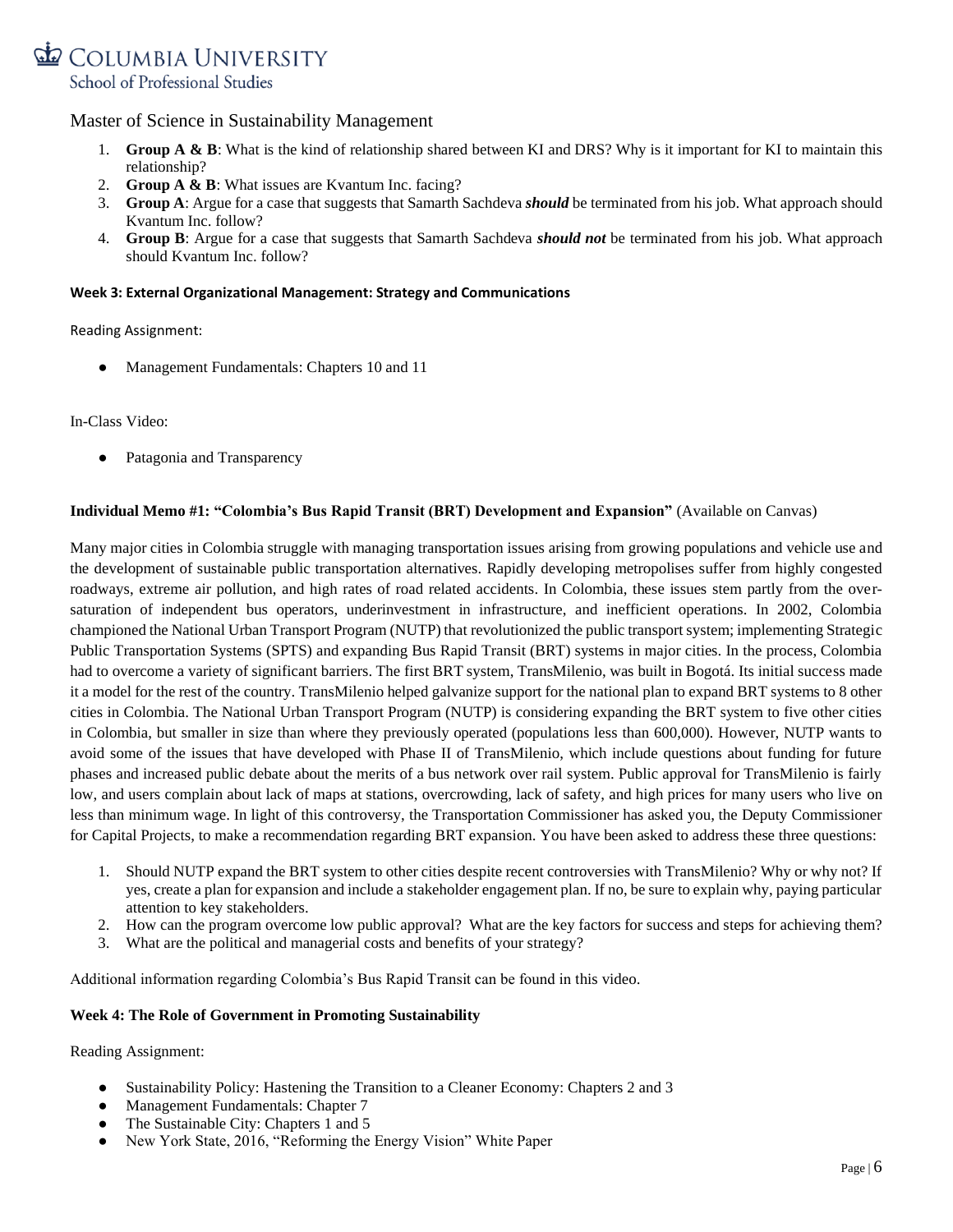Master of Science in Sustainability Management

1. **Group A & B**: What is the kind of relationship shared between KI and DRS? Why is it important for KI to maintain this relationship?
2. **Group A & B**: What issues are Kvantum Inc. facing?
3. **Group A**: Argue for a case that suggests that Samarth Sachdeva ***should*** be terminated from his job. What approach should Kvantum Inc. follow?
4. **Group B**: Argue for a case that suggests that Samarth Sachdeva ***should not*** be terminated from his job. What approach should Kvantum Inc. follow?

**Week 3: External Organizational Management: Strategy and Communications**

Reading Assignment:

- Management Fundamentals: Chapters 10 and 11

In-Class Video:

- Patagonia and Transparency

**Individual Memo #1: "Colombia's Bus Rapid Transit (BRT) Development and Expansion"** (Available on Canvas)

Many major cities in Colombia struggle with managing transportation issues arising from growing populations and vehicle use and the development of sustainable public transportation alternatives. Rapidly developing metropolises suffer from highly congested roadways, extreme air pollution, and high rates of road related accidents. In Colombia, these issues stem partly from the over-saturation of independent bus operators, underinvestment in infrastructure, and inefficient operations. In 2002, Colombia championed the National Urban Transport Program (NUTP) that revolutionized the public transport system; implementing Strategic Public Transportation Systems (SPTS) and expanding Bus Rapid Transit (BRT) systems in major cities. In the process, Colombia had to overcome a variety of significant barriers. The first BRT system, TransMilenio, was built in Bogotá. Its initial success made it a model for the rest of the country. TransMilenio helped galvanize support for the national plan to expand BRT systems to 8 other cities in Colombia. The National Urban Transport Program (NUTP) is considering expanding the BRT system to five other cities in Colombia, but smaller in size than where they previously operated (populations less than 600,000). However, NUTP wants to avoid some of the issues that have developed with Phase II of TransMilenio, which include questions about funding for future phases and increased public debate about the merits of a bus network over rail system. Public approval for TransMilenio is fairly low, and users complain about lack of maps at stations, overcrowding, lack of safety, and high prices for many users who live on less than minimum wage. In light of this controversy, the Transportation Commissioner has asked you, the Deputy Commissioner for Capital Projects, to make a recommendation regarding BRT expansion. You have been asked to address these three questions:

1. Should NUTP expand the BRT system to other cities despite recent controversies with TransMilenio? Why or why not? If yes, create a plan for expansion and include a stakeholder engagement plan. If no, be sure to explain why, paying particular attention to key stakeholders.
2. How can the program overcome low public approval? What are the key factors for success and steps for achieving them?
3. What are the political and managerial costs and benefits of your strategy?

Additional information regarding Colombia's Bus Rapid Transit can be found in this video.

**Week 4: The Role of Government in Promoting Sustainability**

Reading Assignment:

- Sustainability Policy: Hastening the Transition to a Cleaner Economy: Chapters 2 and 3
- Management Fundamentals: Chapter 7
- The Sustainable City: Chapters 1 and 5
- New York State, 2016, "Reforming the Energy Vision" White Paper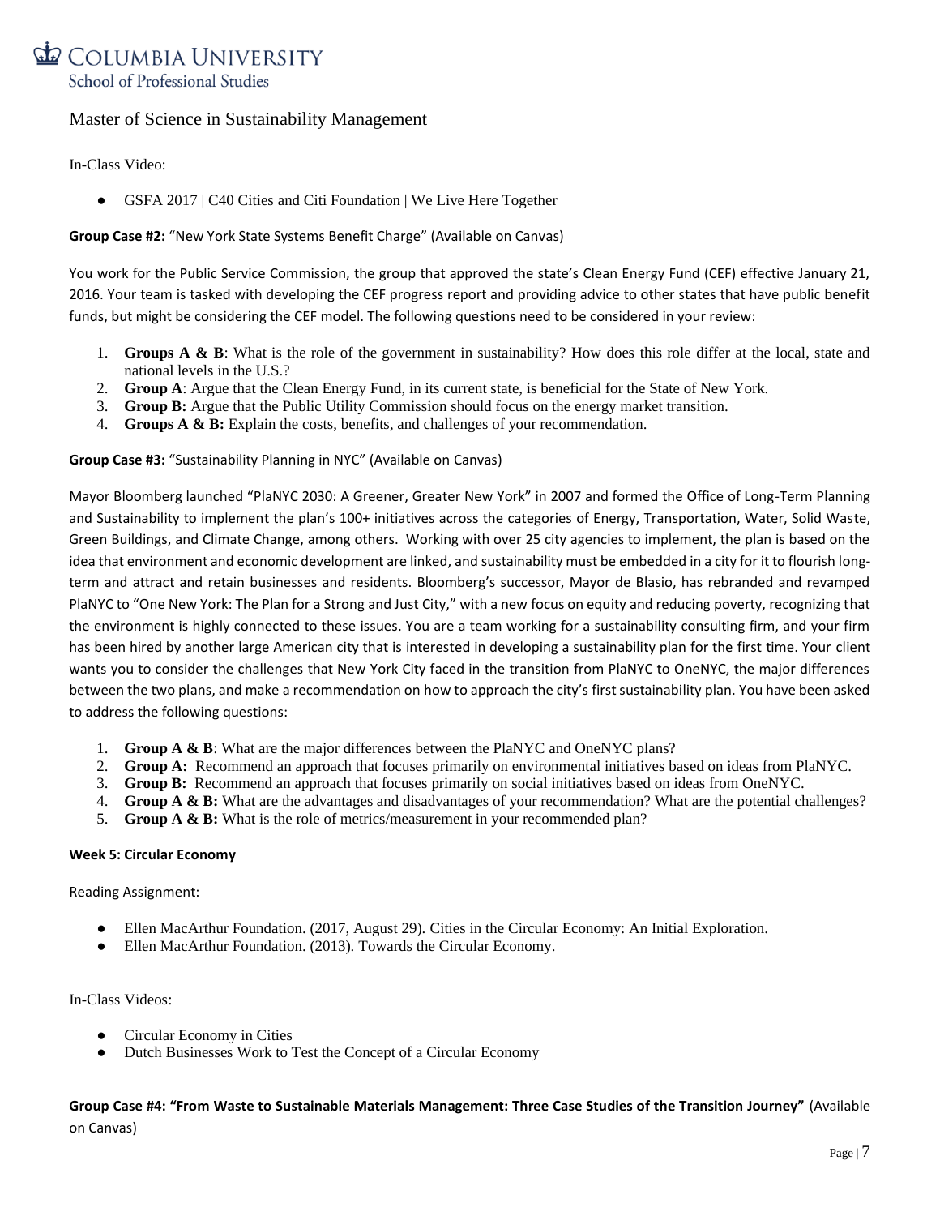In-Class Video:

- GSFA 2017 | C40 Cities and Citi Foundation | We Live Here Together

**Group Case #2:** "New York State Systems Benefit Charge" (Available on Canvas)

You work for the Public Service Commission, the group that approved the state's Clean Energy Fund (CEF) effective January 21, 2016. Your team is tasked with developing the CEF progress report and providing advice to other states that have public benefit funds, but might be considering the CEF model. The following questions need to be considered in your review:

1. **Groups A & B**: What is the role of the government in sustainability? How does this role differ at the local, state and national levels in the U.S.?
2. **Group A**: Argue that the Clean Energy Fund, in its current state, is beneficial for the State of New York.
3. **Group B:** Argue that the Public Utility Commission should focus on the energy market transition.
4. **Groups A & B:** Explain the costs, benefits, and challenges of your recommendation.

**Group Case #3:** "Sustainability Planning in NYC" (Available on Canvas)

Mayor Bloomberg launched "PlaNYC 2030: A Greener, Greater New York" in 2007 and formed the Office of Long-Term Planning and Sustainability to implement the plan's 100+ initiatives across the categories of Energy, Transportation, Water, Solid Waste, Green Buildings, and Climate Change, among others. Working with over 25 city agencies to implement, the plan is based on the idea that environment and economic development are linked, and sustainability must be embedded in a city for it to flourish long-term and attract and retain businesses and residents. Bloomberg's successor, Mayor de Blasio, has rebranded and revamped PlaNYC to "One New York: The Plan for a Strong and Just City," with a new focus on equity and reducing poverty, recognizing that the environment is highly connected to these issues. You are a team working for a sustainability consulting firm, and your firm has been hired by another large American city that is interested in developing a sustainability plan for the first time. Your client wants you to consider the challenges that New York City faced in the transition from PlaNYC to OneNYC, the major differences between the two plans, and make a recommendation on how to approach the city's first sustainability plan. You have been asked to address the following questions:

1. **Group A & B**: What are the major differences between the PlaNYC and OneNYC plans?
2. **Group A:** Recommend an approach that focuses primarily on environmental initiatives based on ideas from PlaNYC.
3. **Group B:** Recommend an approach that focuses primarily on social initiatives based on ideas from OneNYC.
4. **Group A & B:** What are the advantages and disadvantages of your recommendation? What are the potential challenges?
5. **Group A & B:** What is the role of metrics/measurement in your recommended plan?

**Week 5: Circular Economy**

Reading Assignment:

- Ellen MacArthur Foundation. (2017, August 29). Cities in the Circular Economy: An Initial Exploration.
- Ellen MacArthur Foundation. (2013). Towards the Circular Economy.

In-Class Videos:

- Circular Economy in Cities
- Dutch Businesses Work to Test the Concept of a Circular Economy

**Group Case #4: "From Waste to Sustainable Materials Management: Three Case Studies of the Transition Journey"** (Available on Canvas)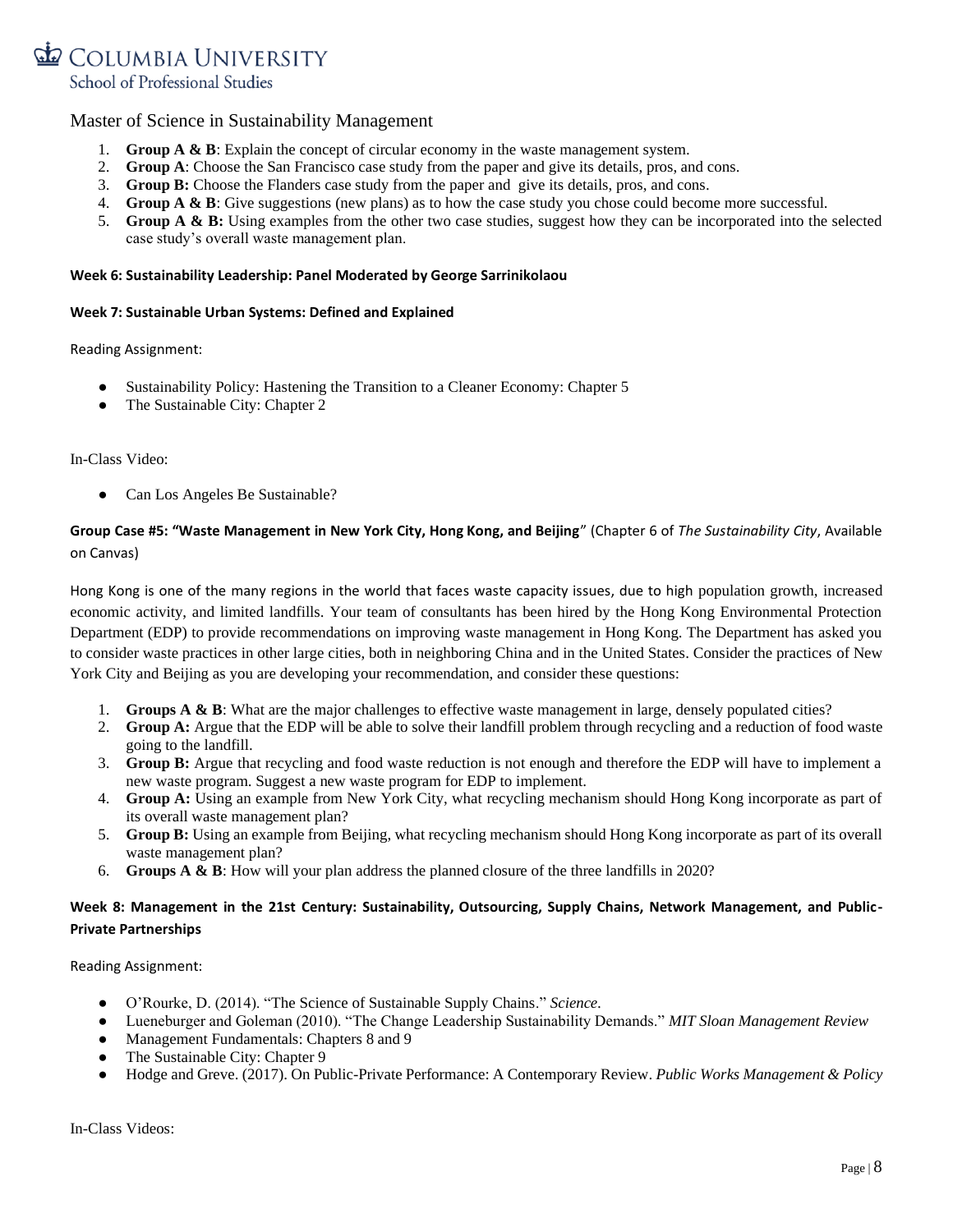Master of Science in Sustainability Management

1. **Group A & B**: Explain the concept of circular economy in the waste management system.
2. **Group A**: Choose the San Francisco case study from the paper and give its details, pros, and cons.
3. **Group B:** Choose the Flanders case study from the paper and give its details, pros, and cons.
4. **Group A & B**: Give suggestions (new plans) as to how the case study you chose could become more successful.
5. **Group A & B:** Using examples from the other two case studies, suggest how they can be incorporated into the selected case study's overall waste management plan.

**Week 6: Sustainability Leadership: Panel Moderated by George Sarrinikolaou**

**Week 7: Sustainable Urban Systems: Defined and Explained**

Reading Assignment:

- Sustainability Policy: Hastening the Transition to a Cleaner Economy: Chapter 5
- The Sustainable City: Chapter 2

In-Class Video:

- Can Los Angeles Be Sustainable?

**Group Case #5: "Waste Management in New York City, Hong Kong, and Beijing**" (Chapter 6 of *The Sustainability City*, Available on Canvas)

Hong Kong is one of the many regions in the world that faces waste capacity issues, due to high population growth, increased economic activity, and limited landfills. Your team of consultants has been hired by the Hong Kong Environmental Protection Department (EDP) to provide recommendations on improving waste management in Hong Kong. The Department has asked you to consider waste practices in other large cities, both in neighboring China and in the United States. Consider the practices of New York City and Beijing as you are developing your recommendation, and consider these questions:

1. **Groups A & B**: What are the major challenges to effective waste management in large, densely populated cities?
2. **Group A:** Argue that the EDP will be able to solve their landfill problem through recycling and a reduction of food waste going to the landfill.
3. **Group B:** Argue that recycling and food waste reduction is not enough and therefore the EDP will have to implement a new waste program. Suggest a new waste program for EDP to implement.
4. **Group A:** Using an example from New York City, what recycling mechanism should Hong Kong incorporate as part of its overall waste management plan?
5. **Group B:** Using an example from Beijing, what recycling mechanism should Hong Kong incorporate as part of its overall waste management plan?
6. **Groups A & B**: How will your plan address the planned closure of the three landfills in 2020?

**Week 8: Management in the 21st Century: Sustainability, Outsourcing, Supply Chains, Network Management, and Public-Private Partnerships**

Reading Assignment:

- O'Rourke, D. (2014). "The Science of Sustainable Supply Chains." *Science.*
- Lueneburger and Goleman (2010). "The Change Leadership Sustainability Demands." *MIT Sloan Management Review*
- Management Fundamentals: Chapters 8 and 9
- The Sustainable City: Chapter 9
- Hodge and Greve. (2017). On Public-Private Performance: A Contemporary Review. *Public Works Management & Policy*

In-Class Videos: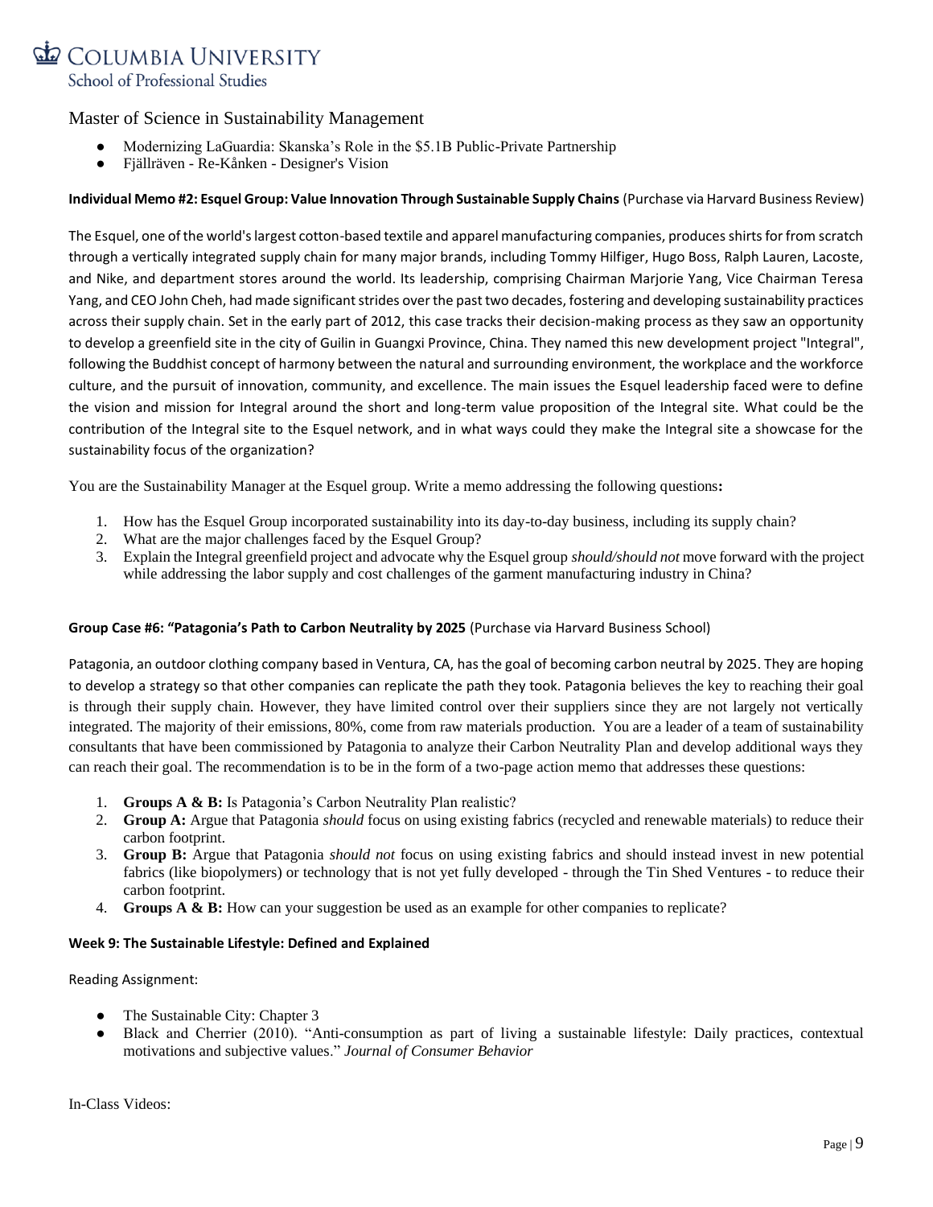Master of Science in Sustainability Management

- Modernizing LaGuardia: Skanska's Role in the $5.1B Public-Private Partnership
- Fjällräven - Re-Kånken - Designer's Vision

**Individual Memo #2: Esquel Group: Value Innovation Through Sustainable Supply Chains** (Purchase via Harvard Business Review)

The Esquel, one of the world's largest cotton-based textile and apparel manufacturing companies, produces shirts for from scratch through a vertically integrated supply chain for many major brands, including Tommy Hilfiger, Hugo Boss, Ralph Lauren, Lacoste, and Nike, and department stores around the world. Its leadership, comprising Chairman Marjorie Yang, Vice Chairman Teresa Yang, and CEO John Cheh, had made significant strides over the past two decades, fostering and developing sustainability practices across their supply chain. Set in the early part of 2012, this case tracks their decision-making process as they saw an opportunity to develop a greenfield site in the city of Guilin in Guangxi Province, China. They named this new development project "Integral", following the Buddhist concept of harmony between the natural and surrounding environment, the workplace and the workforce culture, and the pursuit of innovation, community, and excellence. The main issues the Esquel leadership faced were to define the vision and mission for Integral around the short and long-term value proposition of the Integral site. What could be the contribution of the Integral site to the Esquel network, and in what ways could they make the Integral site a showcase for the sustainability focus of the organization?

You are the Sustainability Manager at the Esquel group. Write a memo addressing the following questions**:**

1. How has the Esquel Group incorporated sustainability into its day-to-day business, including its supply chain?
2. What are the major challenges faced by the Esquel Group?
3. Explain the Integral greenfield project and advocate why the Esquel group *should/should not* move forward with the project while addressing the labor supply and cost challenges of the garment manufacturing industry in China?

**Group Case #6: "Patagonia's Path to Carbon Neutrality by 2025** (Purchase via Harvard Business School)

Patagonia, an outdoor clothing company based in Ventura, CA, has the goal of becoming carbon neutral by 2025. They are hoping to develop a strategy so that other companies can replicate the path they took. Patagonia believes the key to reaching their goal is through their supply chain. However, they have limited control over their suppliers since they are not largely not vertically integrated. The majority of their emissions, 80%, come from raw materials production. You are a leader of a team of sustainability consultants that have been commissioned by Patagonia to analyze their Carbon Neutrality Plan and develop additional ways they can reach their goal. The recommendation is to be in the form of a two-page action memo that addresses these questions:

1. **Groups A & B:** Is Patagonia's Carbon Neutrality Plan realistic?
2. **Group A:** Argue that Patagonia *should* focus on using existing fabrics (recycled and renewable materials) to reduce their carbon footprint.
3. **Group B:** Argue that Patagonia *should not* focus on using existing fabrics and should instead invest in new potential fabrics (like biopolymers) or technology that is not yet fully developed - through the Tin Shed Ventures - to reduce their carbon footprint.
4. **Groups A & B:** How can your suggestion be used as an example for other companies to replicate?

**Week 9: The Sustainable Lifestyle: Defined and Explained**

Reading Assignment:

- The Sustainable City: Chapter 3
- Black and Cherrier (2010). "Anti-consumption as part of living a sustainable lifestyle: Daily practices, contextual motivations and subjective values." *Journal of Consumer Behavior*

In-Class Videos: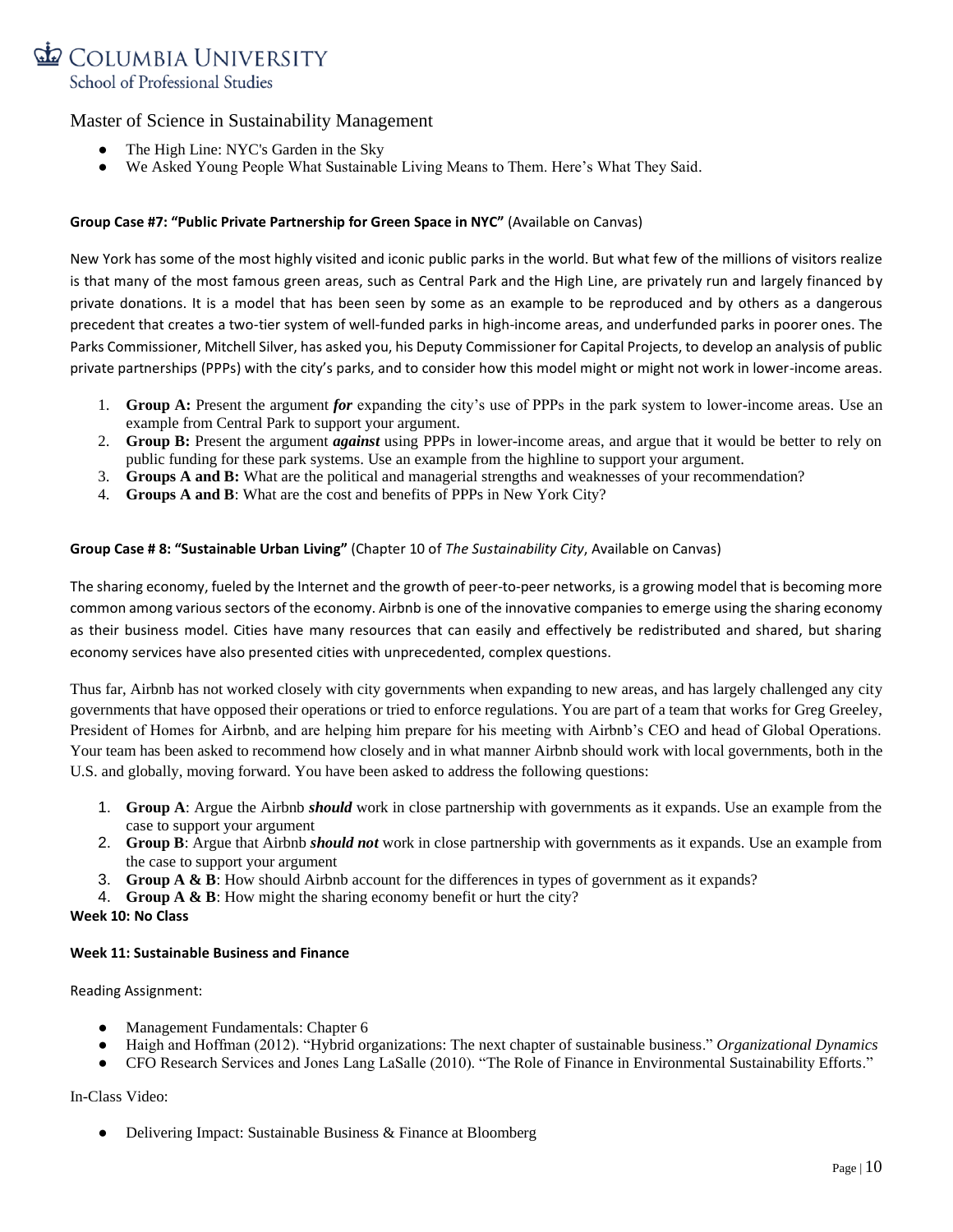- The High Line: NYC's Garden in the Sky
- We Asked Young People What Sustainable Living Means to Them. Here's What They Said.

**Group Case #7: "Public Private Partnership for Green Space in NYC"** (Available on Canvas)

New York has some of the most highly visited and iconic public parks in the world. But what few of the millions of visitors realize is that many of the most famous green areas, such as Central Park and the High Line, are privately run and largely financed by private donations. It is a model that has been seen by some as an example to be reproduced and by others as a dangerous precedent that creates a two-tier system of well-funded parks in high-income areas, and underfunded parks in poorer ones. The Parks Commissioner, Mitchell Silver, has asked you, his Deputy Commissioner for Capital Projects, to develop an analysis of public private partnerships (PPPs) with the city's parks, and to consider how this model might or might not work in lower-income areas.

1. **Group A:** Present the argument ***for*** expanding the city's use of PPPs in the park system to lower-income areas. Use an example from Central Park to support your argument.
2. **Group B:** Present the argument ***against*** using PPPs in lower-income areas, and argue that it would be better to rely on public funding for these park systems. Use an example from the highline to support your argument.
3. **Groups A and B:** What are the political and managerial strengths and weaknesses of your recommendation?
4. **Groups A and B**: What are the cost and benefits of PPPs in New York City?

**Group Case # 8: "Sustainable Urban Living"** (Chapter 10 of *The Sustainability City*, Available on Canvas)

The sharing economy, fueled by the Internet and the growth of peer-to-peer networks, is a growing model that is becoming more common among various sectors of the economy. Airbnb is one of the innovative companies to emerge using the sharing economy as their business model. Cities have many resources that can easily and effectively be redistributed and shared, but sharing economy services have also presented cities with unprecedented, complex questions.

Thus far, Airbnb has not worked closely with city governments when expanding to new areas, and has largely challenged any city governments that have opposed their operations or tried to enforce regulations. You are part of a team that works for Greg Greeley, President of Homes for Airbnb, and are helping him prepare for his meeting with Airbnb's CEO and head of Global Operations. Your team has been asked to recommend how closely and in what manner Airbnb should work with local governments, both in the U.S. and globally, moving forward. You have been asked to address the following questions:

1. **Group A**: Argue the Airbnb ***should*** work in close partnership with governments as it expands. Use an example from the case to support your argument
2. **Group B**: Argue that Airbnb ***should not*** work in close partnership with governments as it expands. Use an example from the case to support your argument
3. **Group A & B**: How should Airbnb account for the differences in types of government as it expands?
4. **Group A & B**: How might the sharing economy benefit or hurt the city?

**Week 10: No Class**

**Week 11: Sustainable Business and Finance**

Reading Assignment:

- Management Fundamentals: Chapter 6
- Haigh and Hoffman (2012). "Hybrid organizations: The next chapter of sustainable business." *Organizational Dynamics*
- CFO Research Services and Jones Lang LaSalle (2010). "The Role of Finance in Environmental Sustainability Efforts."

In-Class Video:

- Delivering Impact: Sustainable Business & Finance at Bloomberg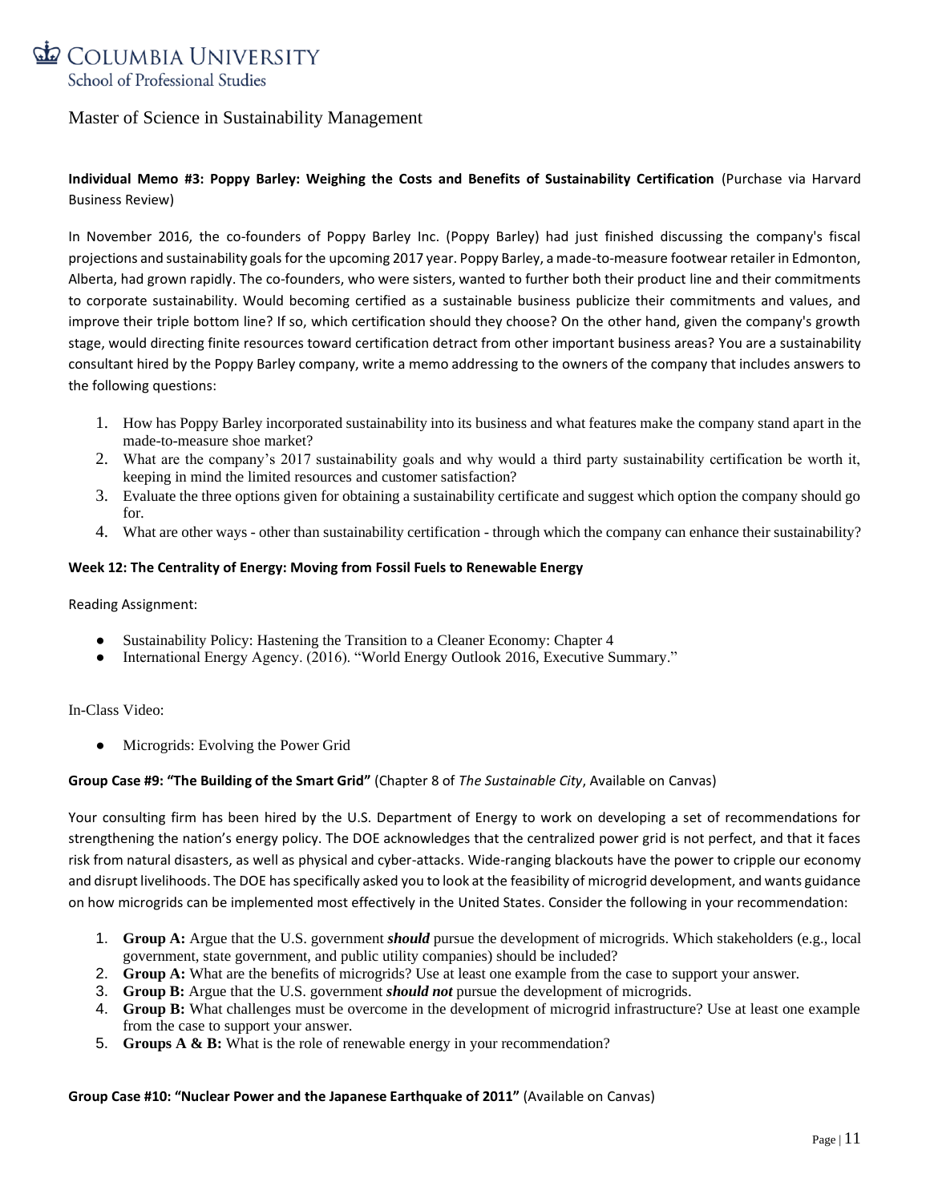Master of Science in Sustainability Management

**Individual Memo #3: Poppy Barley: Weighing the Costs and Benefits of Sustainability Certification** (Purchase via Harvard Business Review)

In November 2016, the co-founders of Poppy Barley Inc. (Poppy Barley) had just finished discussing the company's fiscal projections and sustainability goals for the upcoming 2017 year. Poppy Barley, a made-to-measure footwear retailer in Edmonton, Alberta, had grown rapidly. The co-founders, who were sisters, wanted to further both their product line and their commitments to corporate sustainability. Would becoming certified as a sustainable business publicize their commitments and values, and improve their triple bottom line? If so, which certification should they choose? On the other hand, given the company's growth stage, would directing finite resources toward certification detract from other important business areas? You are a sustainability consultant hired by the Poppy Barley company, write a memo addressing to the owners of the company that includes answers to the following questions:

1. How has Poppy Barley incorporated sustainability into its business and what features make the company stand apart in the made-to-measure shoe market?
2. What are the company's 2017 sustainability goals and why would a third party sustainability certification be worth it, keeping in mind the limited resources and customer satisfaction?
3. Evaluate the three options given for obtaining a sustainability certificate and suggest which option the company should go for.
4. What are other ways - other than sustainability certification - through which the company can enhance their sustainability?

**Week 12: The Centrality of Energy: Moving from Fossil Fuels to Renewable Energy**

Reading Assignment:

- Sustainability Policy: Hastening the Transition to a Cleaner Economy: Chapter 4
- International Energy Agency. (2016). "World Energy Outlook 2016, Executive Summary."

In-Class Video:

- Microgrids: Evolving the Power Grid

**Group Case #9: "The Building of the Smart Grid"** (Chapter 8 of *The Sustainable City*, Available on Canvas)

Your consulting firm has been hired by the U.S. Department of Energy to work on developing a set of recommendations for strengthening the nation's energy policy. The DOE acknowledges that the centralized power grid is not perfect, and that it faces risk from natural disasters, as well as physical and cyber-attacks. Wide-ranging blackouts have the power to cripple our economy and disrupt livelihoods. The DOE has specifically asked you to look at the feasibility of microgrid development, and wants guidance on how microgrids can be implemented most effectively in the United States. Consider the following in your recommendation:

1. **Group A:** Argue that the U.S. government ***should*** pursue the development of microgrids. Which stakeholders (e.g., local government, state government, and public utility companies) should be included?
2. **Group A:** What are the benefits of microgrids? Use at least one example from the case to support your answer.
3. **Group B:** Argue that the U.S. government ***should not*** pursue the development of microgrids.
4. **Group B:** What challenges must be overcome in the development of microgrid infrastructure? Use at least one example from the case to support your answer.
5. **Groups A & B:** What is the role of renewable energy in your recommendation?

**Group Case #10: "Nuclear Power and the Japanese Earthquake of 2011"** (Available on Canvas)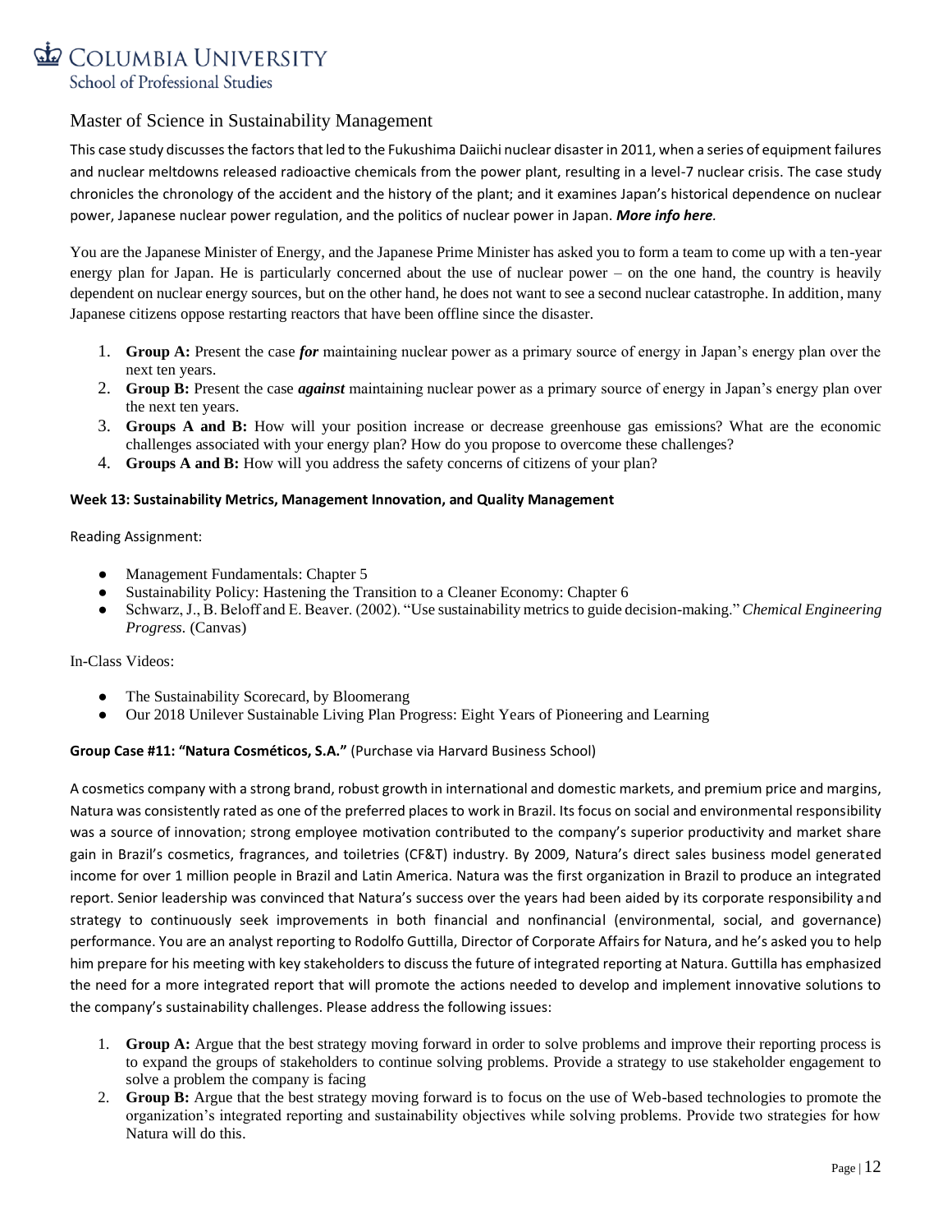Master of Science in Sustainability Management

This case study discusses the factors that led to the Fukushima Daiichi nuclear disaster in 2011, when a series of equipment failures and nuclear meltdowns released radioactive chemicals from the power plant, resulting in a level-7 nuclear crisis. The case study chronicles the chronology of the accident and the history of the plant; and it examines Japan's historical dependence on nuclear power, Japanese nuclear power regulation, and the politics of nuclear power in Japan. ***More info here.***

You are the Japanese Minister of Energy, and the Japanese Prime Minister has asked you to form a team to come up with a ten-year energy plan for Japan. He is particularly concerned about the use of nuclear power – on the one hand, the country is heavily dependent on nuclear energy sources, but on the other hand, he does not want to see a second nuclear catastrophe. In addition, many Japanese citizens oppose restarting reactors that have been offline since the disaster.

1. **Group A:** Present the case ***for*** maintaining nuclear power as a primary source of energy in Japan's energy plan over the next ten years.
2. **Group B:** Present the case ***against*** maintaining nuclear power as a primary source of energy in Japan's energy plan over the next ten years.
3. **Groups A and B:** How will your position increase or decrease greenhouse gas emissions? What are the economic challenges associated with your energy plan? How do you propose to overcome these challenges?
4. **Groups A and B:** How will you address the safety concerns of citizens of your plan?

**Week 13: Sustainability Metrics, Management Innovation, and Quality Management**

Reading Assignment:

- Management Fundamentals: Chapter 5
- Sustainability Policy: Hastening the Transition to a Cleaner Economy: Chapter 6
- Schwarz, J., B. Beloff and E. Beaver. (2002). "Use sustainability metrics to guide decision-making." *Chemical Engineering Progress.* (Canvas)

In-Class Videos:

- The Sustainability Scorecard, by Bloomerang
- Our 2018 Unilever Sustainable Living Plan Progress: Eight Years of Pioneering and Learning

**Group Case #11: "Natura Cosméticos, S.A."** (Purchase via Harvard Business School)

A cosmetics company with a strong brand, robust growth in international and domestic markets, and premium price and margins, Natura was consistently rated as one of the preferred places to work in Brazil. Its focus on social and environmental responsibility was a source of innovation; strong employee motivation contributed to the company's superior productivity and market share gain in Brazil's cosmetics, fragrances, and toiletries (CF&T) industry. By 2009, Natura's direct sales business model generated income for over 1 million people in Brazil and Latin America. Natura was the first organization in Brazil to produce an integrated report. Senior leadership was convinced that Natura's success over the years had been aided by its corporate responsibility and strategy to continuously seek improvements in both financial and nonfinancial (environmental, social, and governance) performance. You are an analyst reporting to Rodolfo Guttilla, Director of Corporate Affairs for Natura, and he's asked you to help him prepare for his meeting with key stakeholders to discuss the future of integrated reporting at Natura. Guttilla has emphasized the need for a more integrated report that will promote the actions needed to develop and implement innovative solutions to the company's sustainability challenges. Please address the following issues:

1. **Group A:** Argue that the best strategy moving forward in order to solve problems and improve their reporting process is to expand the groups of stakeholders to continue solving problems. Provide a strategy to use stakeholder engagement to solve a problem the company is facing
2. **Group B:** Argue that the best strategy moving forward is to focus on the use of Web-based technologies to promote the organization's integrated reporting and sustainability objectives while solving problems. Provide two strategies for how Natura will do this.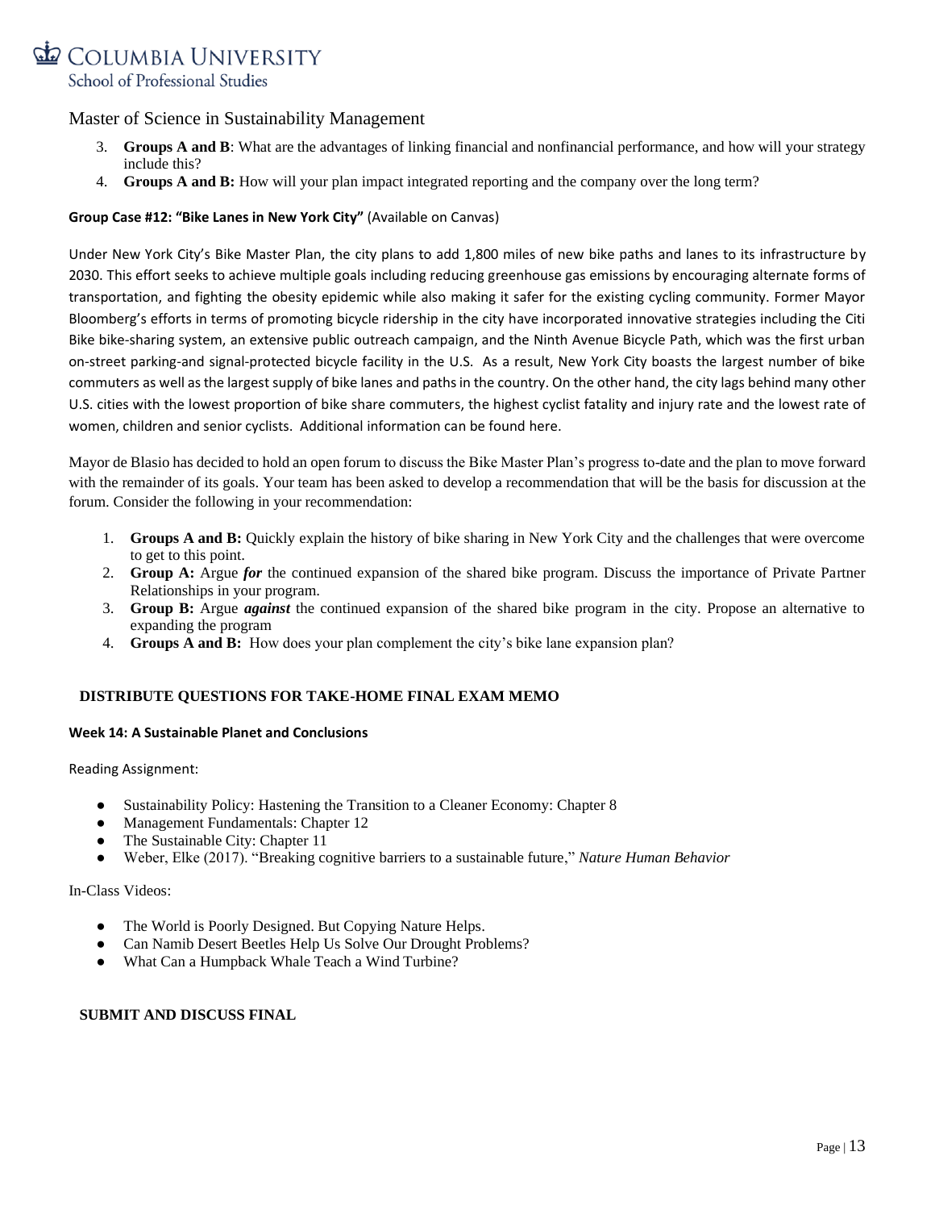Master of Science in Sustainability Management

3. **Groups A and B**: What are the advantages of linking financial and nonfinancial performance, and how will your strategy include this?
4. **Groups A and B:** How will your plan impact integrated reporting and the company over the long term?

**Group Case #12: "Bike Lanes in New York City"** (Available on Canvas)

Under New York City's Bike Master Plan, the city plans to add 1,800 miles of new bike paths and lanes to its infrastructure by 2030. This effort seeks to achieve multiple goals including reducing greenhouse gas emissions by encouraging alternate forms of transportation, and fighting the obesity epidemic while also making it safer for the existing cycling community. Former Mayor Bloomberg's efforts in terms of promoting bicycle ridership in the city have incorporated innovative strategies including the Citi Bike bike-sharing system, an extensive public outreach campaign, and the Ninth Avenue Bicycle Path, which was the first urban on-street parking-and signal-protected bicycle facility in the U.S. As a result, New York City boasts the largest number of bike commuters as well as the largest supply of bike lanes and paths in the country. On the other hand, the city lags behind many other U.S. cities with the lowest proportion of bike share commuters, the highest cyclist fatality and injury rate and the lowest rate of women, children and senior cyclists. Additional information can be found here.

Mayor de Blasio has decided to hold an open forum to discuss the Bike Master Plan's progress to-date and the plan to move forward with the remainder of its goals. Your team has been asked to develop a recommendation that will be the basis for discussion at the forum. Consider the following in your recommendation:

1. **Groups A and B:** Quickly explain the history of bike sharing in New York City and the challenges that were overcome to get to this point.
2. **Group A:** Argue ***for*** the continued expansion of the shared bike program. Discuss the importance of Private Partner Relationships in your program.
3. **Group B:** Argue ***against*** the continued expansion of the shared bike program in the city. Propose an alternative to expanding the program
4. **Groups A and B:** How does your plan complement the city's bike lane expansion plan?

**DISTRIBUTE QUESTIONS FOR TAKE-HOME FINAL EXAM MEMO**

**Week 14: A Sustainable Planet and Conclusions**

Reading Assignment:

- Sustainability Policy: Hastening the Transition to a Cleaner Economy: Chapter 8
- Management Fundamentals: Chapter 12
- The Sustainable City: Chapter 11
- Weber, Elke (2017). "Breaking cognitive barriers to a sustainable future," *Nature Human Behavior*

In-Class Videos:

- The World is Poorly Designed. But Copying Nature Helps.
- Can Namib Desert Beetles Help Us Solve Our Drought Problems?
- What Can a Humpback Whale Teach a Wind Turbine?

**SUBMIT AND DISCUSS FINAL**